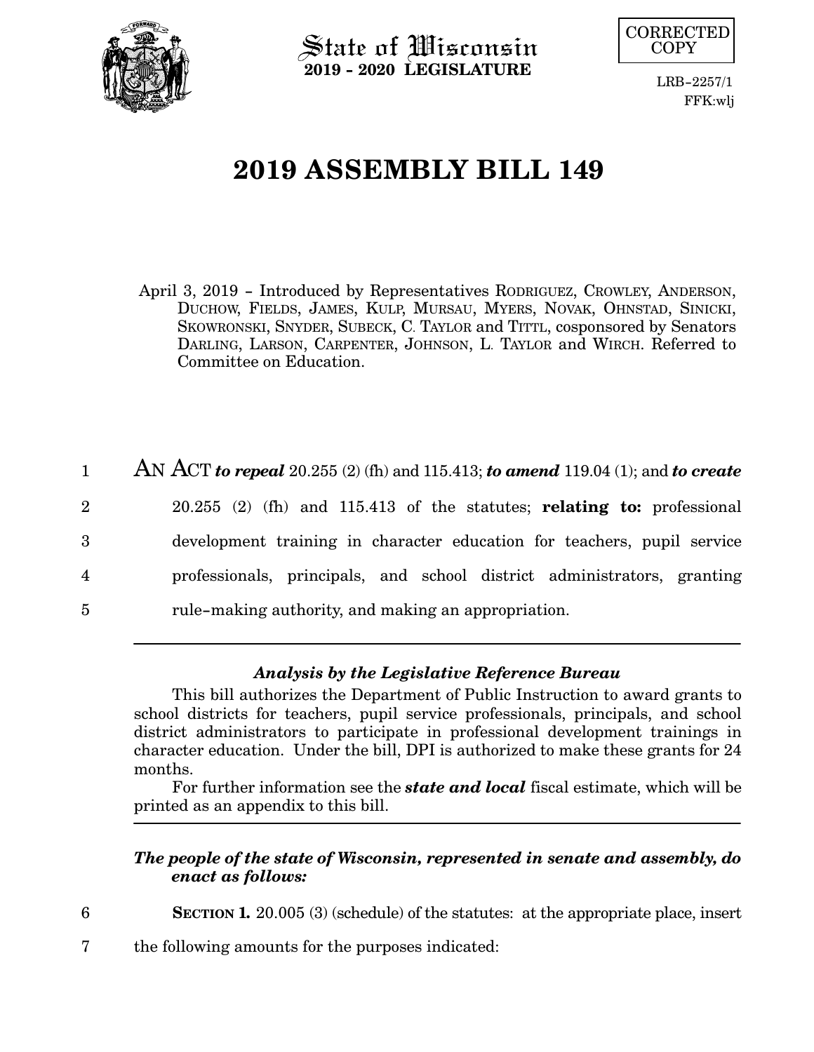State of Wisconsin
**2019 - 2020 LEGISLATURE**

CORRECTED COPY

LRB-2257/1
FFK:wlj

# 2019 ASSEMBLY BILL 149

April 3, 2019 - Introduced by Representatives RODRIGUEZ, CROWLEY, ANDERSON, DUCHOW, FIELDS, JAMES, KULP, MURSAU, MYERS, NOVAK, OHNSTAD, SINICKI, SKOWRONSKI, SNYDER, SUBECK, C. TAYLOR and TITTL, cosponsored by Senators DARLING, LARSON, CARPENTER, JOHNSON, L. TAYLOR and WIRCH. Referred to Committee on Education.

AN ACT ***to repeal*** 20.255 (2) (fh) and 115.413; ***to amend*** 119.04 (1); and ***to create*** 20.255 (2) (fh) and 115.413 of the statutes; **relating to:** professional development training in character education for teachers, pupil service professionals, principals, and school district administrators, granting rule-making authority, and making an appropriation.

---

### *Analysis by the Legislative Reference Bureau*

This bill authorizes the Department of Public Instruction to award grants to school districts for teachers, pupil service professionals, principals, and school district administrators to participate in professional development trainings in character education. Under the bill, DPI is authorized to make these grants for 24 months.

For further information see the ***state and local*** fiscal estimate, which will be printed as an appendix to this bill.

---

***The people of the state of Wisconsin, represented in senate and assembly, do enact as follows:***

**SECTION 1.** 20.005 (3) (schedule) of the statutes: at the appropriate place, insert the following amounts for the purposes indicated: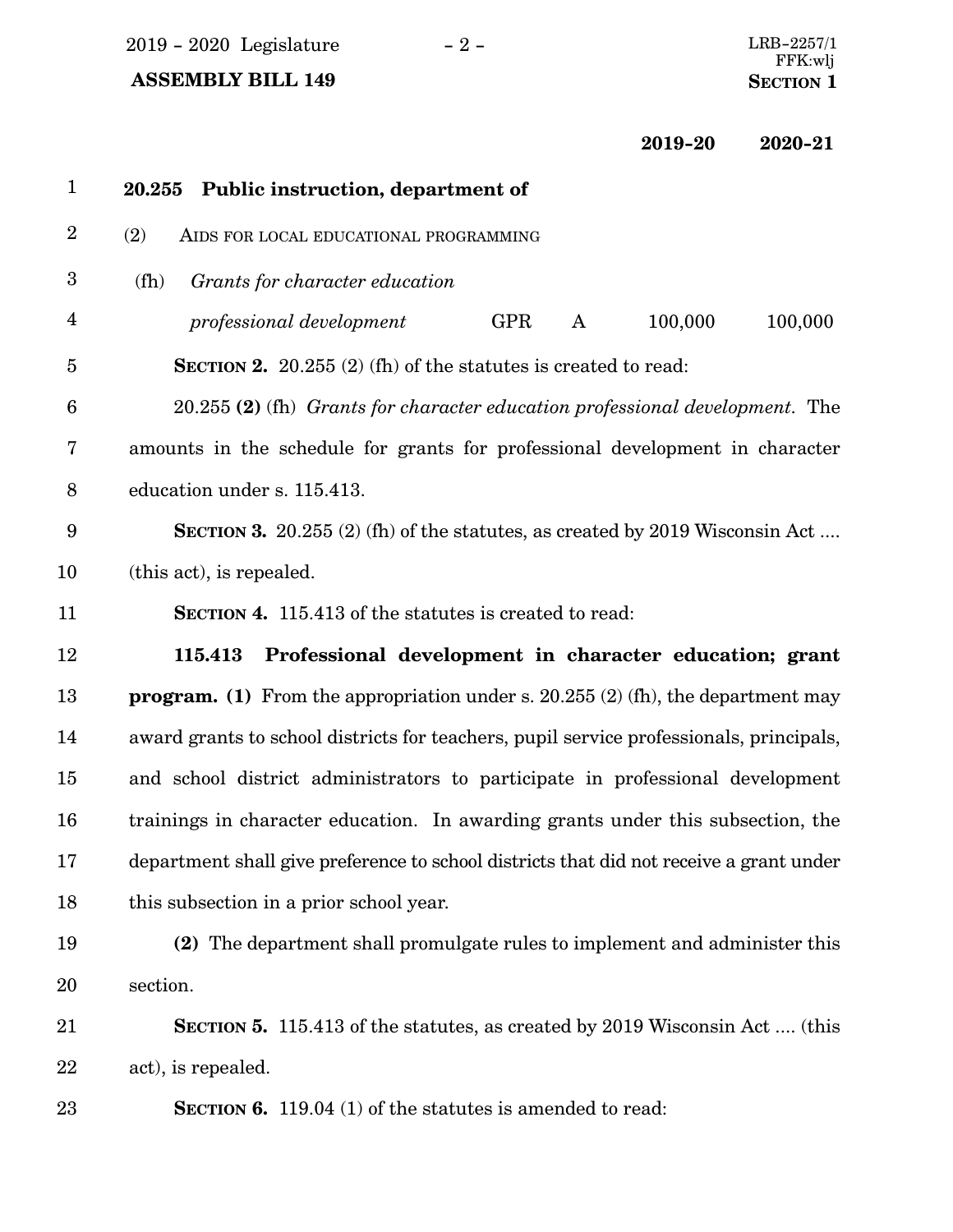| | | | | 2019-20 | 2020-21 |
|---|---|---|---|---|---|
| **20.255 Public instruction, department of** | | | | | |
| (2) AIDS FOR LOCAL EDUCATIONAL PROGRAMMING | | | | | |
| (fh) *Grants for character education professional development* | | GPR | A | 100,000 | 100,000 |

**SECTION 2.** 20.255 (2) (fh) of the statutes is created to read:

20.255 **(2)** (fh) *Grants for character education professional development.* The amounts in the schedule for grants for professional development in character education under s. 115.413.

**SECTION 3.** 20.255 (2) (fh) of the statutes, as created by 2019 Wisconsin Act .... (this act), is repealed.

**SECTION 4.** 115.413 of the statutes is created to read:

**115.413 Professional development in character education; grant program. (1)** From the appropriation under s. 20.255 (2) (fh), the department may award grants to school districts for teachers, pupil service professionals, principals, and school district administrators to participate in professional development trainings in character education. In awarding grants under this subsection, the department shall give preference to school districts that did not receive a grant under this subsection in a prior school year.

**(2)** The department shall promulgate rules to implement and administer this section.

**SECTION 5.** 115.413 of the statutes, as created by 2019 Wisconsin Act .... (this act), is repealed.

**SECTION 6.** 119.04 (1) of the statutes is amended to read: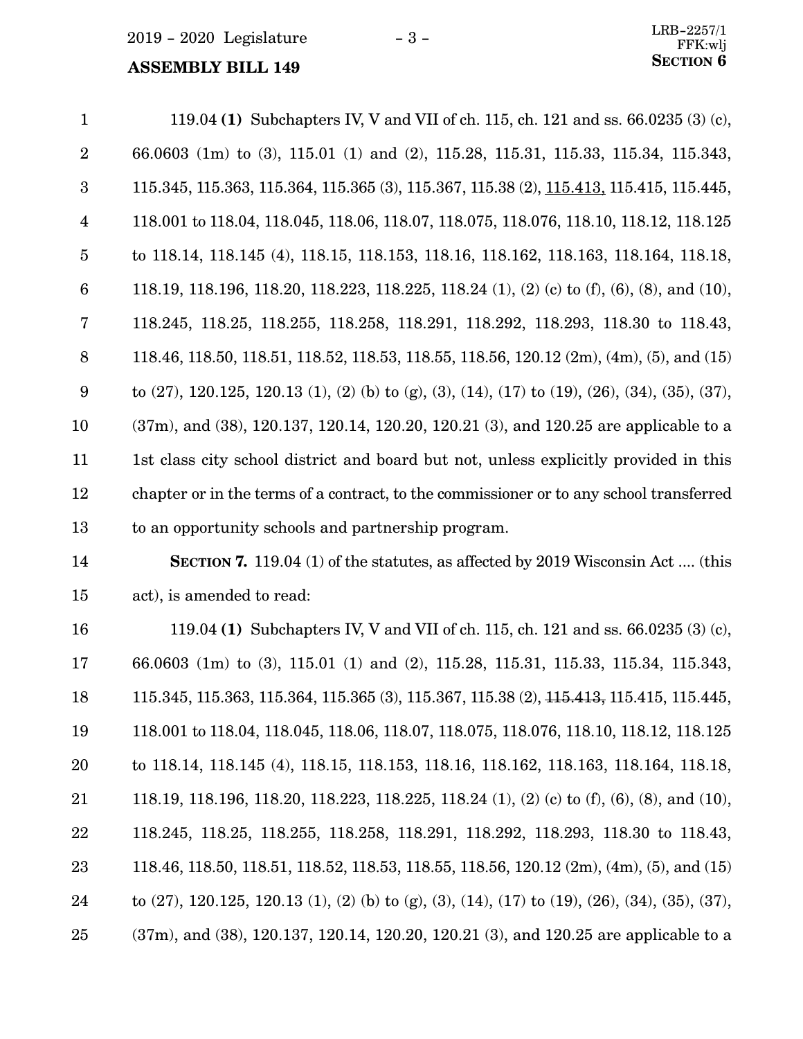119.04 **(1)** Subchapters IV, V and VII of ch. 115, ch. 121 and ss. 66.0235 (3) (c), 66.0603 (1m) to (3), 115.01 (1) and (2), 115.28, 115.31, 115.33, 115.34, 115.343, 115.345, 115.363, 115.364, 115.365 (3), 115.367, 115.38 (2), <u>115.413,</u> 115.415, 115.445, 118.001 to 118.04, 118.045, 118.06, 118.07, 118.075, 118.076, 118.10, 118.12, 118.125 to 118.14, 118.145 (4), 118.15, 118.153, 118.16, 118.162, 118.163, 118.164, 118.18, 118.19, 118.196, 118.20, 118.223, 118.225, 118.24 (1), (2) (c) to (f), (6), (8), and (10), 118.245, 118.25, 118.255, 118.258, 118.291, 118.292, 118.293, 118.30 to 118.43, 118.46, 118.50, 118.51, 118.52, 118.53, 118.55, 118.56, 120.12 (2m), (4m), (5), and (15) to (27), 120.125, 120.13 (1), (2) (b) to (g), (3), (14), (17) to (19), (26), (34), (35), (37), (37m), and (38), 120.137, 120.14, 120.20, 120.21 (3), and 120.25 are applicable to a 1st class city school district and board but not, unless explicitly provided in this chapter or in the terms of a contract, to the commissioner or to any school transferred to an opportunity schools and partnership program.

**SECTION 7.** 119.04 (1) of the statutes, as affected by 2019 Wisconsin Act .... (this act), is amended to read:

119.04 **(1)** Subchapters IV, V and VII of ch. 115, ch. 121 and ss. 66.0235 (3) (c), 66.0603 (1m) to (3), 115.01 (1) and (2), 115.28, 115.31, 115.33, 115.34, 115.343, 115.345, 115.363, 115.364, 115.365 (3), 115.367, 115.38 (2), ~~115.413,~~ 115.415, 115.445, 118.001 to 118.04, 118.045, 118.06, 118.07, 118.075, 118.076, 118.10, 118.12, 118.125 to 118.14, 118.145 (4), 118.15, 118.153, 118.16, 118.162, 118.163, 118.164, 118.18, 118.19, 118.196, 118.20, 118.223, 118.225, 118.24 (1), (2) (c) to (f), (6), (8), and (10), 118.245, 118.25, 118.255, 118.258, 118.291, 118.292, 118.293, 118.30 to 118.43, 118.46, 118.50, 118.51, 118.52, 118.53, 118.55, 118.56, 120.12 (2m), (4m), (5), and (15) to (27), 120.125, 120.13 (1), (2) (b) to (g), (3), (14), (17) to (19), (26), (34), (35), (37), (37m), and (38), 120.137, 120.14, 120.20, 120.21 (3), and 120.25 are applicable to a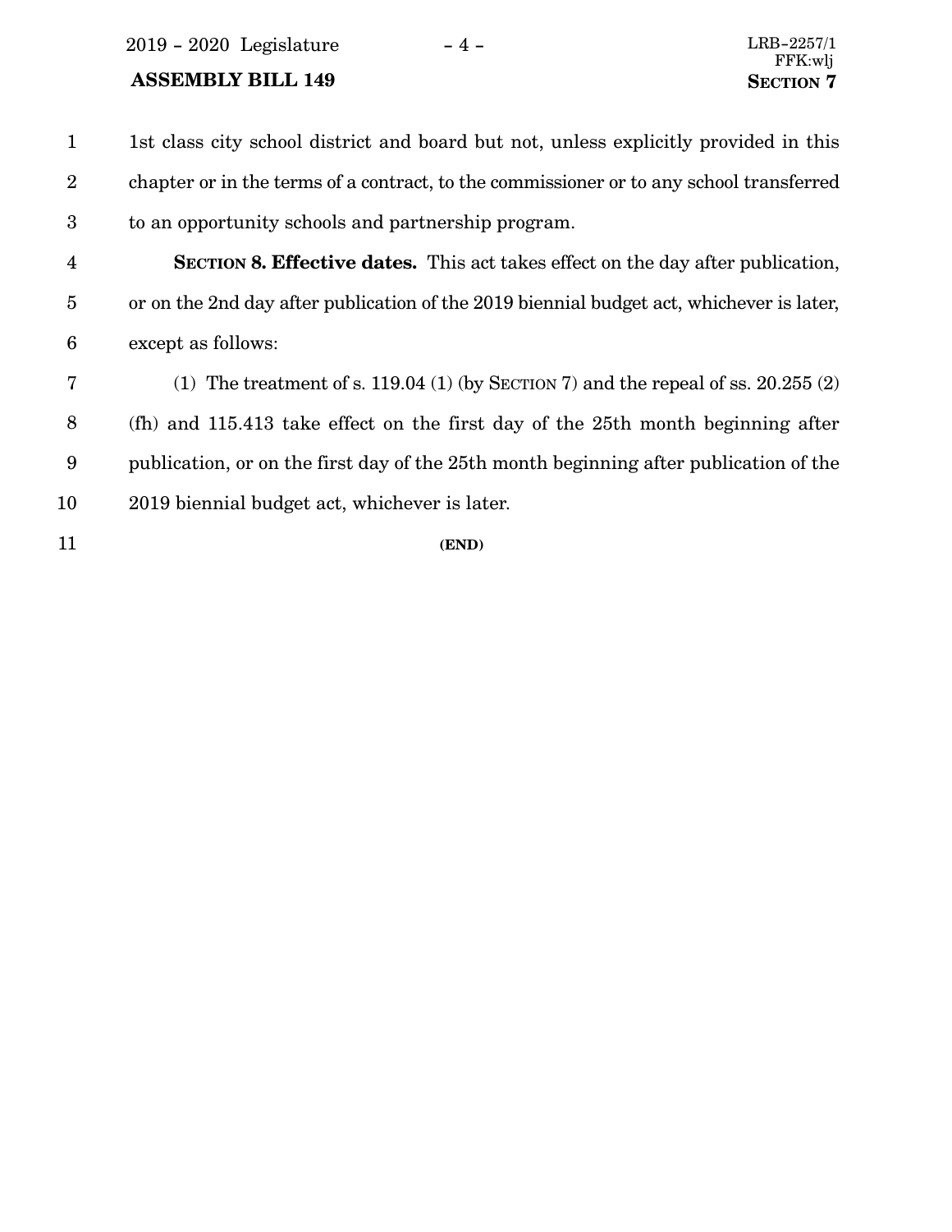1st class city school district and board but not, unless explicitly provided in this chapter or in the terms of a contract, to the commissioner or to any school transferred to an opportunity schools and partnership program.

**SECTION 8. Effective dates.** This act takes effect on the day after publication, or on the 2nd day after publication of the 2019 biennial budget act, whichever is later, except as follows:

(1) The treatment of s. 119.04 (1) (by SECTION 7) and the repeal of ss. 20.255 (2) (fh) and 115.413 take effect on the first day of the 25th month beginning after publication, or on the first day of the 25th month beginning after publication of the 2019 biennial budget act, whichever is later.

**(END)**